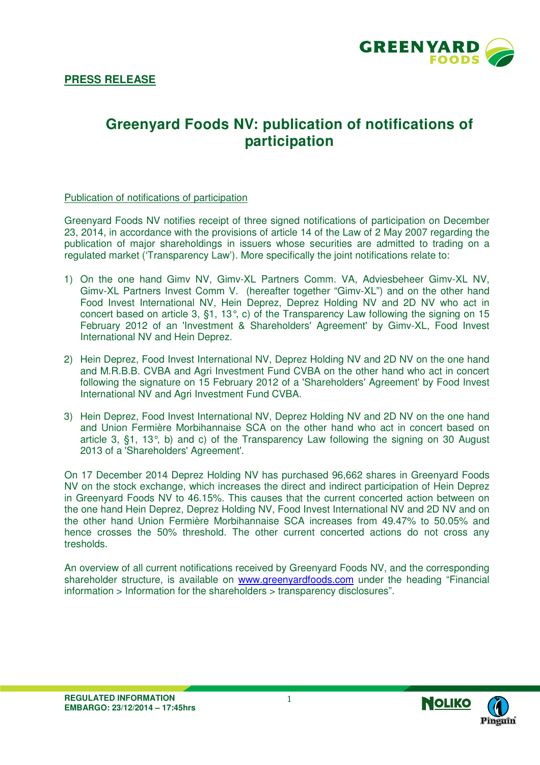**PRESS RELEASE**

# Greenyard Foods NV: publication of notifications of participation

Publication of notifications of participation

Greenyard Foods NV notifies receipt of three signed notifications of participation on December 23, 2014, in accordance with the provisions of article 14 of the Law of 2 May 2007 regarding the publication of major shareholdings in issuers whose securities are admitted to trading on a regulated market ('Transparency Law'). More specifically the joint notifications relate to:

1) On the one hand Gimv NV, Gimv-XL Partners Comm. VA, Adviesbeheer Gimv-XL NV, Gimv-XL Partners Invest Comm V. (hereafter together "Gimv-XL") and on the other hand Food Invest International NV, Hein Deprez, Deprez Holding NV and 2D NV who act in concert based on article 3, §1, 13°, c) of the Transparency Law following the signing on 15 February 2012 of an 'Investment & Shareholders' Agreement' by Gimv-XL, Food Invest International NV and Hein Deprez.

2) Hein Deprez, Food Invest International NV, Deprez Holding NV and 2D NV on the one hand and M.R.B.B. CVBA and Agri Investment Fund CVBA on the other hand who act in concert following the signature on 15 February 2012 of a 'Shareholders' Agreement' by Food Invest International NV and Agri Investment Fund CVBA.

3) Hein Deprez, Food Invest International NV, Deprez Holding NV and 2D NV on the one hand and Union Fermière Morbihannaise SCA on the other hand who act in concert based on article 3, §1, 13°, b) and c) of the Transparency Law following the signing on 30 August 2013 of a 'Shareholders' Agreement'.

On 17 December 2014 Deprez Holding NV has purchased 96,662 shares in Greenyard Foods NV on the stock exchange, which increases the direct and indirect participation of Hein Deprez in Greenyard Foods NV to 46.15%. This causes that the current concerted action between on the one hand Hein Deprez, Deprez Holding NV, Food Invest International NV and 2D NV and on the other hand Union Fermière Morbihannaise SCA increases from 49.47% to 50.05% and hence crosses the 50% threshold. The other current concerted actions do not cross any tresholds.

An overview of all current notifications received by Greenyard Foods NV, and the corresponding shareholder structure, is available on www.greenyardfoods.com under the heading "Financial information > Information for the shareholders > transparency disclosures".

**REGULATED INFORMATION**
**EMBARGO: 23/12/2014 – 17:45hrs**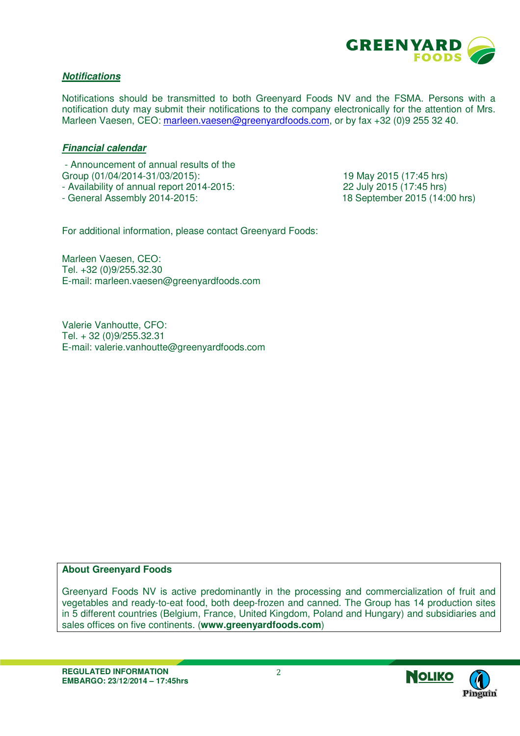***Notifications***

Notifications should be transmitted to both Greenyard Foods NV and the FSMA. Persons with a notification duty may submit their notifications to the company electronically for the attention of Mrs. Marleen Vaesen, CEO: marleen.vaesen@greenyardfoods.com, or by fax +32 (0)9 255 32 40.

***Financial calendar***

| | |
|---|---|
| - Announcement of annual results of the Group (01/04/2014-31/03/2015): | 19 May 2015 (17:45 hrs) |
| - Availability of annual report 2014-2015: | 22 July 2015 (17:45 hrs) |
| - General Assembly 2014-2015: | 18 September 2015 (14:00 hrs) |

For additional information, please contact Greenyard Foods:

Marleen Vaesen, CEO:
Tel. +32 (0)9/255.32.30
E-mail: marleen.vaesen@greenyardfoods.com

Valerie Vanhoutte, CFO:
Tel. + 32 (0)9/255.32.31
E-mail: valerie.vanhoutte@greenyardfoods.com

**About Greenyard Foods**

Greenyard Foods NV is active predominantly in the processing and commercialization of fruit and vegetables and ready-to-eat food, both deep-frozen and canned. The Group has 14 production sites in 5 different countries (Belgium, France, United Kingdom, Poland and Hungary) and subsidiaries and sales offices on five continents. (**www.greenyardfoods.com**)

**REGULATED INFORMATION**
**EMBARGO: 23/12/2014 – 17:45hrs**